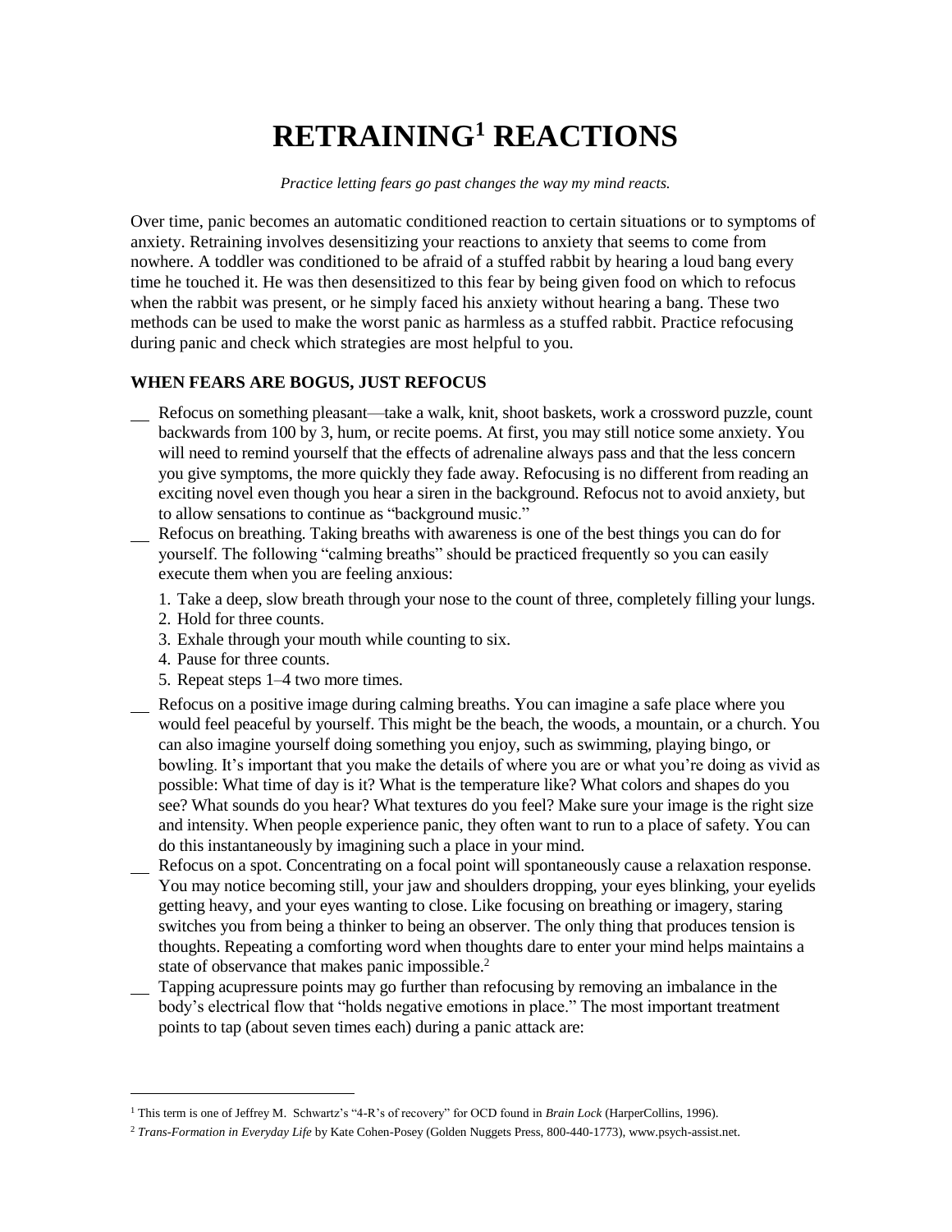# RETRAINING[1] REACTIONS

*Practice letting fears go past changes the way my mind reacts.*

Over time, panic becomes an automatic conditioned reaction to certain situations or to symptoms of anxiety. Retraining involves desensitizing your reactions to anxiety that seems to come from nowhere. A toddler was conditioned to be afraid of a stuffed rabbit by hearing a loud bang every time he touched it. He was then desensitized to this fear by being given food on which to refocus when the rabbit was present, or he simply faced his anxiety without hearing a bang. These two methods can be used to make the worst panic as harmless as a stuffed rabbit. Practice refocusing during panic and check which strategies are most helpful to you.

**WHEN FEARS ARE BOGUS, JUST REFOCUS**

__ Refocus on something pleasant—take a walk, knit, shoot baskets, work a crossword puzzle, count backwards from 100 by 3, hum, or recite poems. At first, you may still notice some anxiety. You will need to remind yourself that the effects of adrenaline always pass and that the less concern you give symptoms, the more quickly they fade away. Refocusing is no different from reading an exciting novel even though you hear a siren in the background. Refocus not to avoid anxiety, but to allow sensations to continue as "background music."

__ Refocus on breathing. Taking breaths with awareness is one of the best things you can do for yourself. The following "calming breaths" should be practiced frequently so you can easily execute them when you are feeling anxious:

1. Take a deep, slow breath through your nose to the count of three, completely filling your lungs.
2. Hold for three counts.
3. Exhale through your mouth while counting to six.
4. Pause for three counts.
5. Repeat steps 1–4 two more times.

__ Refocus on a positive image during calming breaths. You can imagine a safe place where you would feel peaceful by yourself. This might be the beach, the woods, a mountain, or a church. You can also imagine yourself doing something you enjoy, such as swimming, playing bingo, or bowling. It's important that you make the details of where you are or what you're doing as vivid as possible: What time of day is it? What is the temperature like? What colors and shapes do you see? What sounds do you hear? What textures do you feel? Make sure your image is the right size and intensity. When people experience panic, they often want to run to a place of safety. You can do this instantaneously by imagining such a place in your mind.

__ Refocus on a spot. Concentrating on a focal point will spontaneously cause a relaxation response. You may notice becoming still, your jaw and shoulders dropping, your eyes blinking, your eyelids getting heavy, and your eyes wanting to close. Like focusing on breathing or imagery, staring switches you from being a thinker to being an observer. The only thing that produces tension is thoughts. Repeating a comforting word when thoughts dare to enter your mind helps maintains a state of observance that makes panic impossible.[2]

__ Tapping acupressure points may go further than refocusing by removing an imbalance in the body's electrical flow that "holds negative emotions in place." The most important treatment points to tap (about seven times each) during a panic attack are:

---

[1] This term is one of Jeffrey M. Schwartz's "4-R's of recovery" for OCD found in *Brain Lock* (HarperCollins, 1996).

[2] *Trans-Formation in Everyday Life* by Kate Cohen-Posey (Golden Nuggets Press, 800-440-1773), www.psych-assist.net.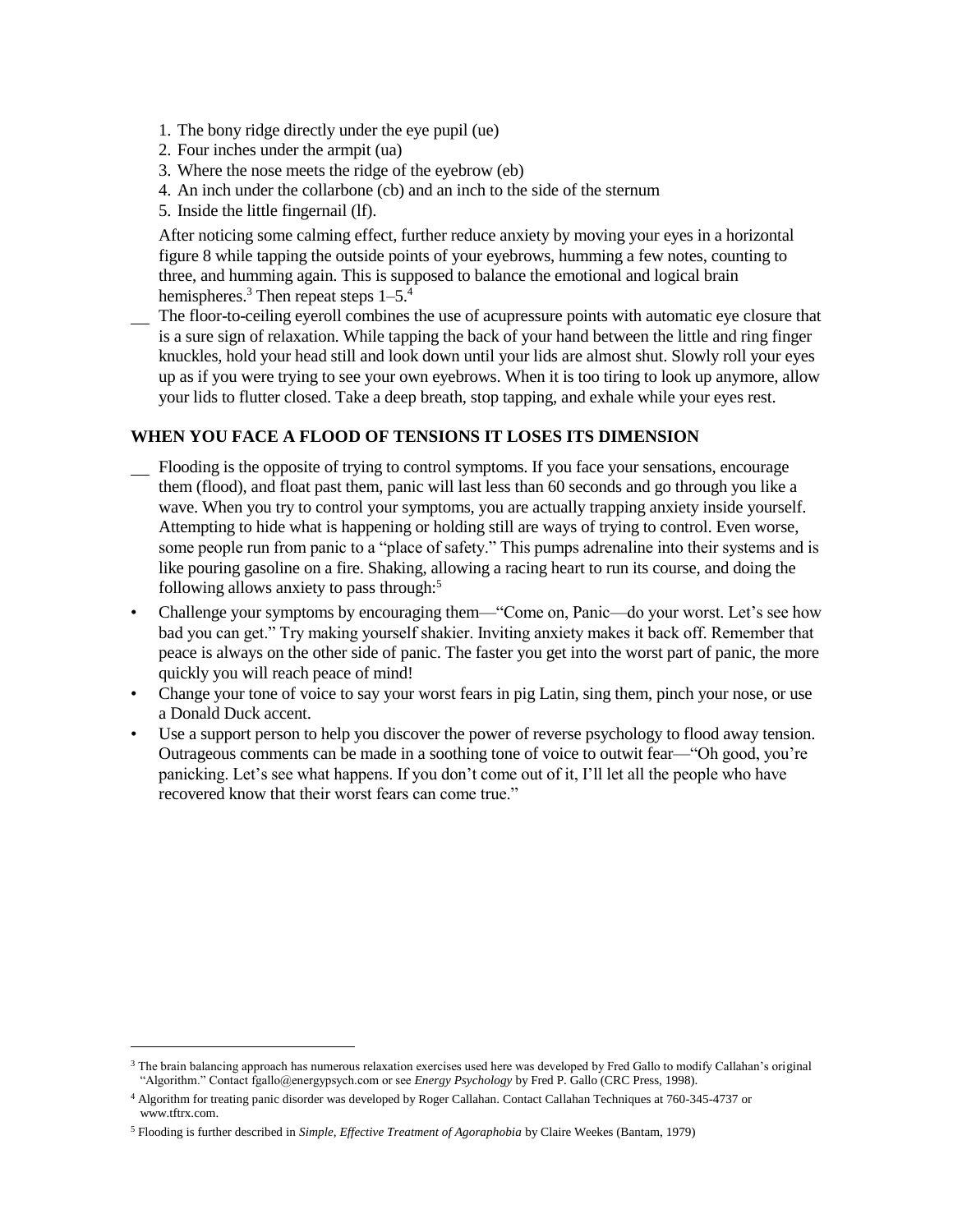1. The bony ridge directly under the eye pupil (ue)
2. Four inches under the armpit (ua)
3. Where the nose meets the ridge of the eyebrow (eb)
4. An inch under the collarbone (cb) and an inch to the side of the sternum
5. Inside the little fingernail (lf).

After noticing some calming effect, further reduce anxiety by moving your eyes in a horizontal figure 8 while tapping the outside points of your eyebrows, humming a few notes, counting to three, and humming again. This is supposed to balance the emotional and logical brain hemispheres.[3] Then repeat steps 1–5.[4]

__ The floor-to-ceiling eyeroll combines the use of acupressure points with automatic eye closure that is a sure sign of relaxation. While tapping the back of your hand between the little and ring finger knuckles, hold your head still and look down until your lids are almost shut. Slowly roll your eyes up as if you were trying to see your own eyebrows. When it is too tiring to look up anymore, allow your lids to flutter closed. Take a deep breath, stop tapping, and exhale while your eyes rest.

### WHEN YOU FACE A FLOOD OF TENSIONS IT LOSES ITS DIMENSION

__ Flooding is the opposite of trying to control symptoms. If you face your sensations, encourage them (flood), and float past them, panic will last less than 60 seconds and go through you like a wave. When you try to control your symptoms, you are actually trapping anxiety inside yourself. Attempting to hide what is happening or holding still are ways of trying to control. Even worse, some people run from panic to a "place of safety." This pumps adrenaline into their systems and is like pouring gasoline on a fire. Shaking, allowing a racing heart to run its course, and doing the following allows anxiety to pass through:[5]

- Challenge your symptoms by encouraging them—"Come on, Panic—do your worst. Let's see how bad you can get." Try making yourself shakier. Inviting anxiety makes it back off. Remember that peace is always on the other side of panic. The faster you get into the worst part of panic, the more quickly you will reach peace of mind!
- Change your tone of voice to say your worst fears in pig Latin, sing them, pinch your nose, or use a Donald Duck accent.
- Use a support person to help you discover the power of reverse psychology to flood away tension. Outrageous comments can be made in a soothing tone of voice to outwit fear—"Oh good, you're panicking. Let's see what happens. If you don't come out of it, I'll let all the people who have recovered know that their worst fears can come true."

---

[3] The brain balancing approach has numerous relaxation exercises used here was developed by Fred Gallo to modify Callahan's original "Algorithm." Contact fgallo@energypsych.com or see *Energy Psychology* by Fred P. Gallo (CRC Press, 1998).

[4] Algorithm for treating panic disorder was developed by Roger Callahan. Contact Callahan Techniques at 760-345-4737 or www.tftrx.com.

[5] Flooding is further described in *Simple, Effective Treatment of Agoraphobia* by Claire Weekes (Bantam, 1979)